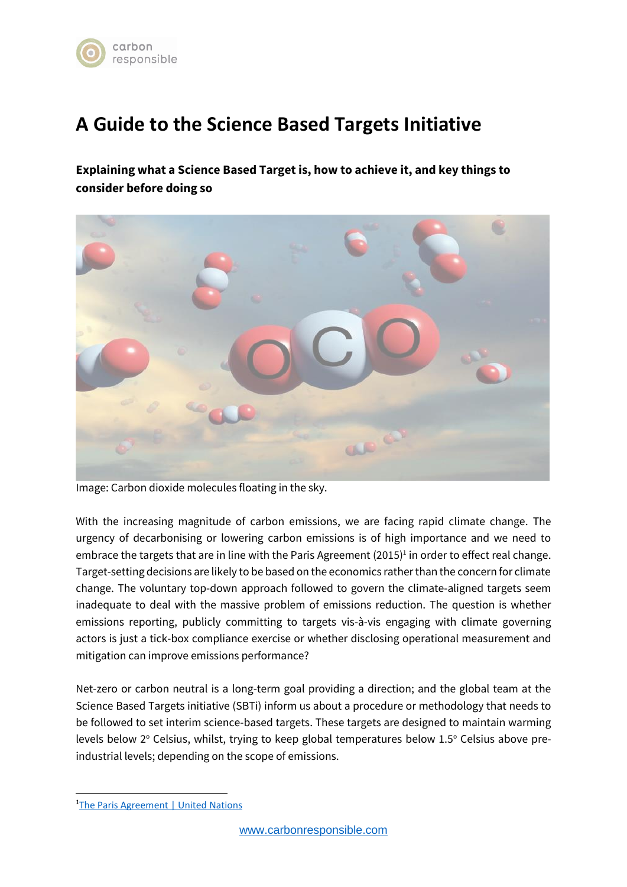# A Guide to the Science Based Targets Initiative

**Explaining what a Science Based Target is, how to achieve it, and key things to consider before doing so**

Image: Carbon dioxide molecules floating in the sky.

With the increasing magnitude of carbon emissions, we are facing rapid climate change. The urgency of decarbonising or lowering carbon emissions is of high importance and we need to embrace the targets that are in line with the Paris Agreement (2015)[1] in order to effect real change. Target-setting decisions are likely to be based on the economics rather than the concern for climate change. The voluntary top-down approach followed to govern the climate-aligned targets seem inadequate to deal with the massive problem of emissions reduction. The question is whether emissions reporting, publicly committing to targets vis-à-vis engaging with climate governing actors is just a tick-box compliance exercise or whether disclosing operational measurement and mitigation can improve emissions performance?

Net-zero or carbon neutral is a long-term goal providing a direction; and the global team at the Science Based Targets initiative (SBTi) inform us about a procedure or methodology that needs to be followed to set interim science-based targets. These targets are designed to maintain warming levels below 2° Celsius, whilst, trying to keep global temperatures below 1.5° Celsius above pre-industrial levels; depending on the scope of emissions.

[1] The Paris Agreement | United Nations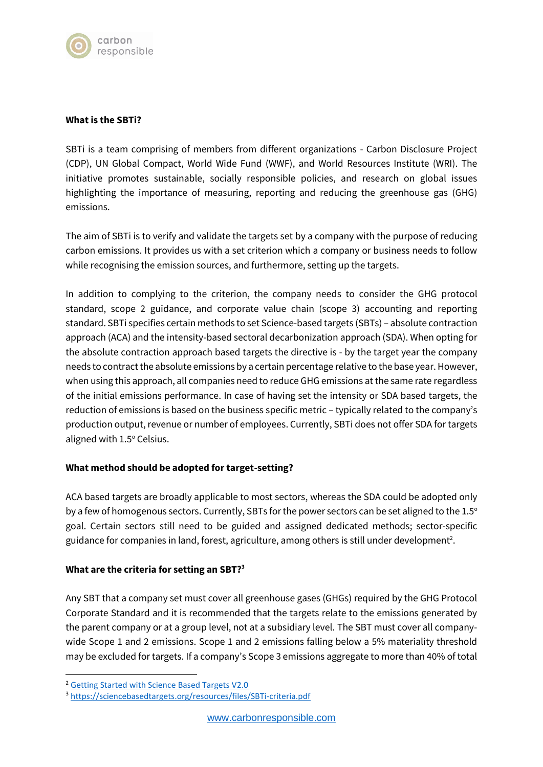**What is the SBTi?**

SBTi is a team comprising of members from different organizations - Carbon Disclosure Project (CDP), UN Global Compact, World Wide Fund (WWF), and World Resources Institute (WRI). The initiative promotes sustainable, socially responsible policies, and research on global issues highlighting the importance of measuring, reporting and reducing the greenhouse gas (GHG) emissions.

The aim of SBTi is to verify and validate the targets set by a company with the purpose of reducing carbon emissions. It provides us with a set criterion which a company or business needs to follow while recognising the emission sources, and furthermore, setting up the targets.

In addition to complying to the criterion, the company needs to consider the GHG protocol standard, scope 2 guidance, and corporate value chain (scope 3) accounting and reporting standard. SBTi specifies certain methods to set Science-based targets (SBTs) – absolute contraction approach (ACA) and the intensity-based sectoral decarbonization approach (SDA). When opting for the absolute contraction approach based targets the directive is - by the target year the company needs to contract the absolute emissions by a certain percentage relative to the base year. However, when using this approach, all companies need to reduce GHG emissions at the same rate regardless of the initial emissions performance. In case of having set the intensity or SDA based targets, the reduction of emissions is based on the business specific metric – typically related to the company's production output, revenue or number of employees. Currently, SBTi does not offer SDA for targets aligned with 1.5° Celsius.

**What method should be adopted for target-setting?**

ACA based targets are broadly applicable to most sectors, whereas the SDA could be adopted only by a few of homogenous sectors. Currently, SBTs for the power sectors can be set aligned to the 1.5° goal. Certain sectors still need to be guided and assigned dedicated methods; sector-specific guidance for companies in land, forest, agriculture, among others is still under development[2].

**What are the criteria for setting an SBT?[3]**

Any SBT that a company set must cover all greenhouse gases (GHGs) required by the GHG Protocol Corporate Standard and it is recommended that the targets relate to the emissions generated by the parent company or at a group level, not at a subsidiary level. The SBT must cover all company-wide Scope 1 and 2 emissions. Scope 1 and 2 emissions falling below a 5% materiality threshold may be excluded for targets. If a company's Scope 3 emissions aggregate to more than 40% of total

[2] Getting Started with Science Based Targets V2.0

[3] https://sciencebasedtargets.org/resources/files/SBTi-criteria.pdf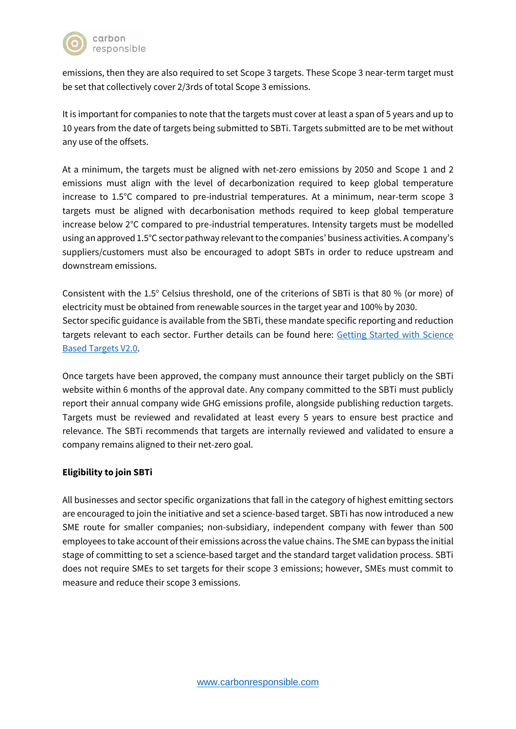emissions, then they are also required to set Scope 3 targets. These Scope 3 near-term target must be set that collectively cover 2/3rds of total Scope 3 emissions.

It is important for companies to note that the targets must cover at least a span of 5 years and up to 10 years from the date of targets being submitted to SBTi. Targets submitted are to be met without any use of the offsets.

At a minimum, the targets must be aligned with net-zero emissions by 2050 and Scope 1 and 2 emissions must align with the level of decarbonization required to keep global temperature increase to 1.5°C compared to pre-industrial temperatures. At a minimum, near-term scope 3 targets must be aligned with decarbonisation methods required to keep global temperature increase below 2°C compared to pre-industrial temperatures. Intensity targets must be modelled using an approved 1.5°C sector pathway relevant to the companies' business activities. A company's suppliers/customers must also be encouraged to adopt SBTs in order to reduce upstream and downstream emissions.

Consistent with the 1.5° Celsius threshold, one of the criterions of SBTi is that 80 % (or more) of electricity must be obtained from renewable sources in the target year and 100% by 2030.
Sector specific guidance is available from the SBTi, these mandate specific reporting and reduction targets relevant to each sector. Further details can be found here: [Getting Started with Science Based Targets V2.0](#).

Once targets have been approved, the company must announce their target publicly on the SBTi website within 6 months of the approval date. Any company committed to the SBTi must publicly report their annual company wide GHG emissions profile, alongside publishing reduction targets. Targets must be reviewed and revalidated at least every 5 years to ensure best practice and relevance. The SBTi recommends that targets are internally reviewed and validated to ensure a company remains aligned to their net-zero goal.

**Eligibility to join SBTi**

All businesses and sector specific organizations that fall in the category of highest emitting sectors are encouraged to join the initiative and set a science-based target. SBTi has now introduced a new SME route for smaller companies; non-subsidiary, independent company with fewer than 500 employees to take account of their emissions across the value chains. The SME can bypass the initial stage of committing to set a science-based target and the standard target validation process. SBTi does not require SMEs to set targets for their scope 3 emissions; however, SMEs must commit to measure and reduce their scope 3 emissions.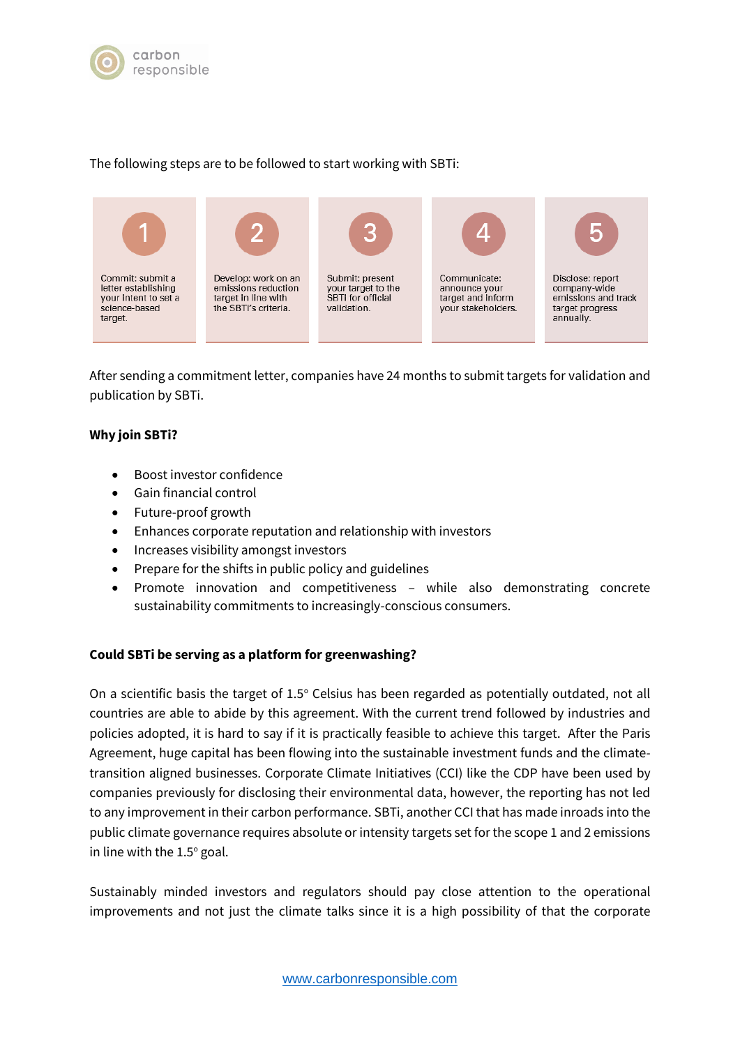The following steps are to be followed to start working with SBTi:

1. Commit: submit a letter establishing your intent to set a science-based target.
2. Develop: work on an emissions reduction target in line with the SBTi's criteria.
3. Submit: present your target to the SBTi for official validation.
4. Communicate: announce your target and inform your stakeholders.
5. Disclose: report company-wide emissions and track target progress annually.

After sending a commitment letter, companies have 24 months to submit targets for validation and publication by SBTi.

**Why join SBTi?**

- Boost investor confidence
- Gain financial control
- Future-proof growth
- Enhances corporate reputation and relationship with investors
- Increases visibility amongst investors
- Prepare for the shifts in public policy and guidelines
- Promote innovation and competitiveness – while also demonstrating concrete sustainability commitments to increasingly-conscious consumers.

**Could SBTi be serving as a platform for greenwashing?**

On a scientific basis the target of 1.5° Celsius has been regarded as potentially outdated, not all countries are able to abide by this agreement. With the current trend followed by industries and policies adopted, it is hard to say if it is practically feasible to achieve this target. After the Paris Agreement, huge capital has been flowing into the sustainable investment funds and the climate-transition aligned businesses. Corporate Climate Initiatives (CCI) like the CDP have been used by companies previously for disclosing their environmental data, however, the reporting has not led to any improvement in their carbon performance. SBTi, another CCI that has made inroads into the public climate governance requires absolute or intensity targets set for the scope 1 and 2 emissions in line with the 1.5° goal.

Sustainably minded investors and regulators should pay close attention to the operational improvements and not just the climate talks since it is a high possibility of that the corporate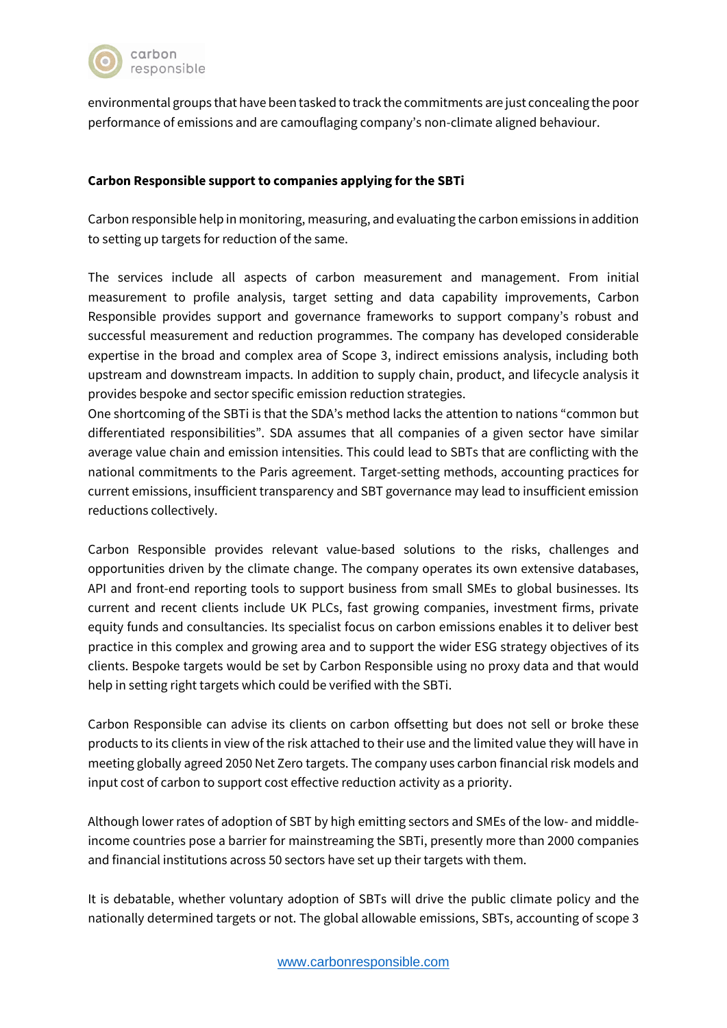environmental groups that have been tasked to track the commitments are just concealing the poor performance of emissions and are camouflaging company's non-climate aligned behaviour.

**Carbon Responsible support to companies applying for the SBTi**

Carbon responsible help in monitoring, measuring, and evaluating the carbon emissions in addition to setting up targets for reduction of the same.

The services include all aspects of carbon measurement and management. From initial measurement to profile analysis, target setting and data capability improvements, Carbon Responsible provides support and governance frameworks to support company's robust and successful measurement and reduction programmes. The company has developed considerable expertise in the broad and complex area of Scope 3, indirect emissions analysis, including both upstream and downstream impacts. In addition to supply chain, product, and lifecycle analysis it provides bespoke and sector specific emission reduction strategies.
One shortcoming of the SBTi is that the SDA's method lacks the attention to nations "common but differentiated responsibilities". SDA assumes that all companies of a given sector have similar average value chain and emission intensities. This could lead to SBTs that are conflicting with the national commitments to the Paris agreement. Target-setting methods, accounting practices for current emissions, insufficient transparency and SBT governance may lead to insufficient emission reductions collectively.

Carbon Responsible provides relevant value-based solutions to the risks, challenges and opportunities driven by the climate change. The company operates its own extensive databases, API and front-end reporting tools to support business from small SMEs to global businesses. Its current and recent clients include UK PLCs, fast growing companies, investment firms, private equity funds and consultancies. Its specialist focus on carbon emissions enables it to deliver best practice in this complex and growing area and to support the wider ESG strategy objectives of its clients. Bespoke targets would be set by Carbon Responsible using no proxy data and that would help in setting right targets which could be verified with the SBTi.

Carbon Responsible can advise its clients on carbon offsetting but does not sell or broke these products to its clients in view of the risk attached to their use and the limited value they will have in meeting globally agreed 2050 Net Zero targets. The company uses carbon financial risk models and input cost of carbon to support cost effective reduction activity as a priority.

Although lower rates of adoption of SBT by high emitting sectors and SMEs of the low- and middle-income countries pose a barrier for mainstreaming the SBTi, presently more than 2000 companies and financial institutions across 50 sectors have set up their targets with them.

It is debatable, whether voluntary adoption of SBTs will drive the public climate policy and the nationally determined targets or not. The global allowable emissions, SBTs, accounting of scope 3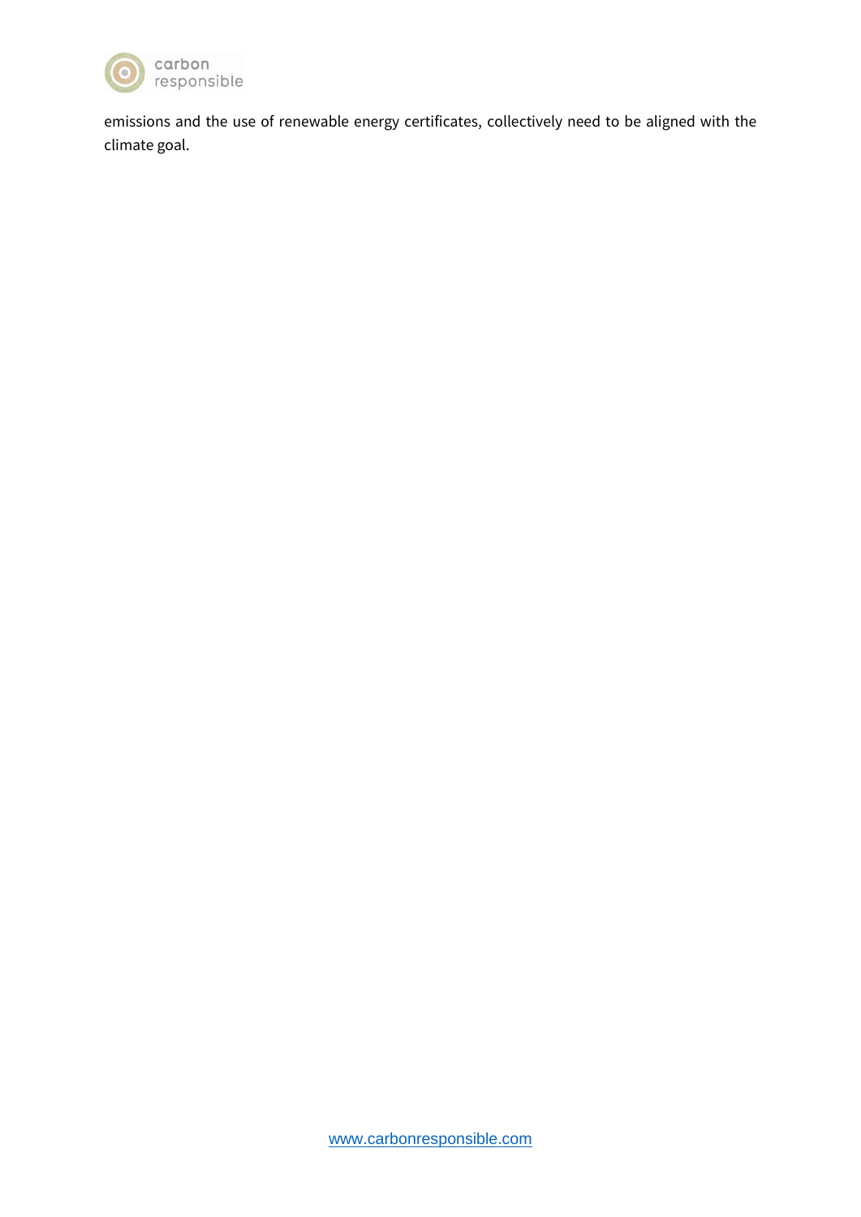emissions and the use of renewable energy certificates, collectively need to be aligned with the climate goal.